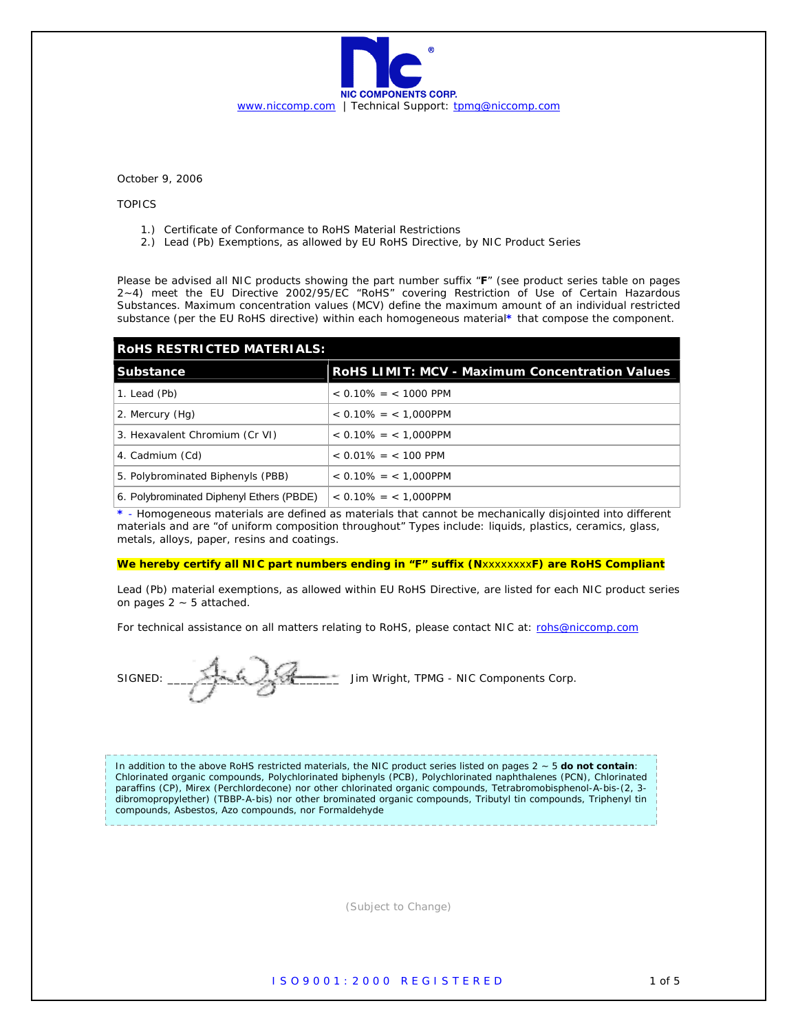NIC COMPONENTS CORP.
www.niccomp.com | Technical Support: tpmg@niccomp.com

October 9, 2006

TOPICS

1.) Certificate of Conformance to RoHS Material Restrictions
2.) Lead (Pb) Exemptions, as allowed by EU RoHS Directive, by NIC Product Series

Please be advised all NIC products showing the part number suffix "**F**" (see product series table on pages 2~4) meet the EU Directive 2002/95/EC "RoHS" covering Restriction of Use of Certain Hazardous Substances. Maximum concentration values (MCV) define the maximum amount of an individual restricted substance (per the EU RoHS directive) within each homogeneous material* that compose the component.

| **RoHS RESTRICTED MATERIALS:** | |
|---|---|
| **Substance** | **RoHS LIMIT: MCV - Maximum Concentration Values** |
| 1. Lead (Pb) | < 0.10% = < 1000 PPM |
| 2. Mercury (Hg) | < 0.10% = < 1,000PPM |
| 3. Hexavalent Chromium (Cr VI) | < 0.10% = < 1,000PPM |
| 4. Cadmium (Cd) | < 0.01% = < 100 PPM |
| 5. Polybrominated Biphenyls (PBB) | < 0.10% = < 1,000PPM |
| 6. Polybrominated Diphenyl Ethers (PBDE) | < 0.10% = < 1,000PPM |

\* - Homogeneous materials are defined as materials that cannot be mechanically disjointed into different materials and are "of uniform composition throughout" Types include: liquids, plastics, ceramics, glass, metals, alloys, paper, resins and coatings.

**We hereby certify all NIC part numbers ending in "F" suffix (NxxxxxxxxF) are RoHS Compliant**

Lead (Pb) material exemptions, as allowed within EU RoHS Directive, are listed for each NIC product series on pages 2 ~ 5 attached.

For technical assistance on all matters relating to RoHS, please contact NIC at: rohs@niccomp.com

SIGNED: ______________________ Jim Wright, TPMG - NIC Components Corp.

In addition to the above RoHS restricted materials, the NIC product series listed on pages 2 ~ 5 **do not contain**: Chlorinated organic compounds, Polychlorinated biphenyls (PCB), Polychlorinated naphthalenes (PCN), Chlorinated paraffins (CP), Mirex (Perchlordecone) nor other chlorinated organic compounds, Tetrabromobisphenol-A-bis-(2, 3-dibromopropylether) (TBBP-A-bis) nor other brominated organic compounds, Tributyl tin compounds, Triphenyl tin compounds, Asbestos, Azo compounds, nor Formaldehyde

(Subject to Change)

ISO9001:2000 REGISTERED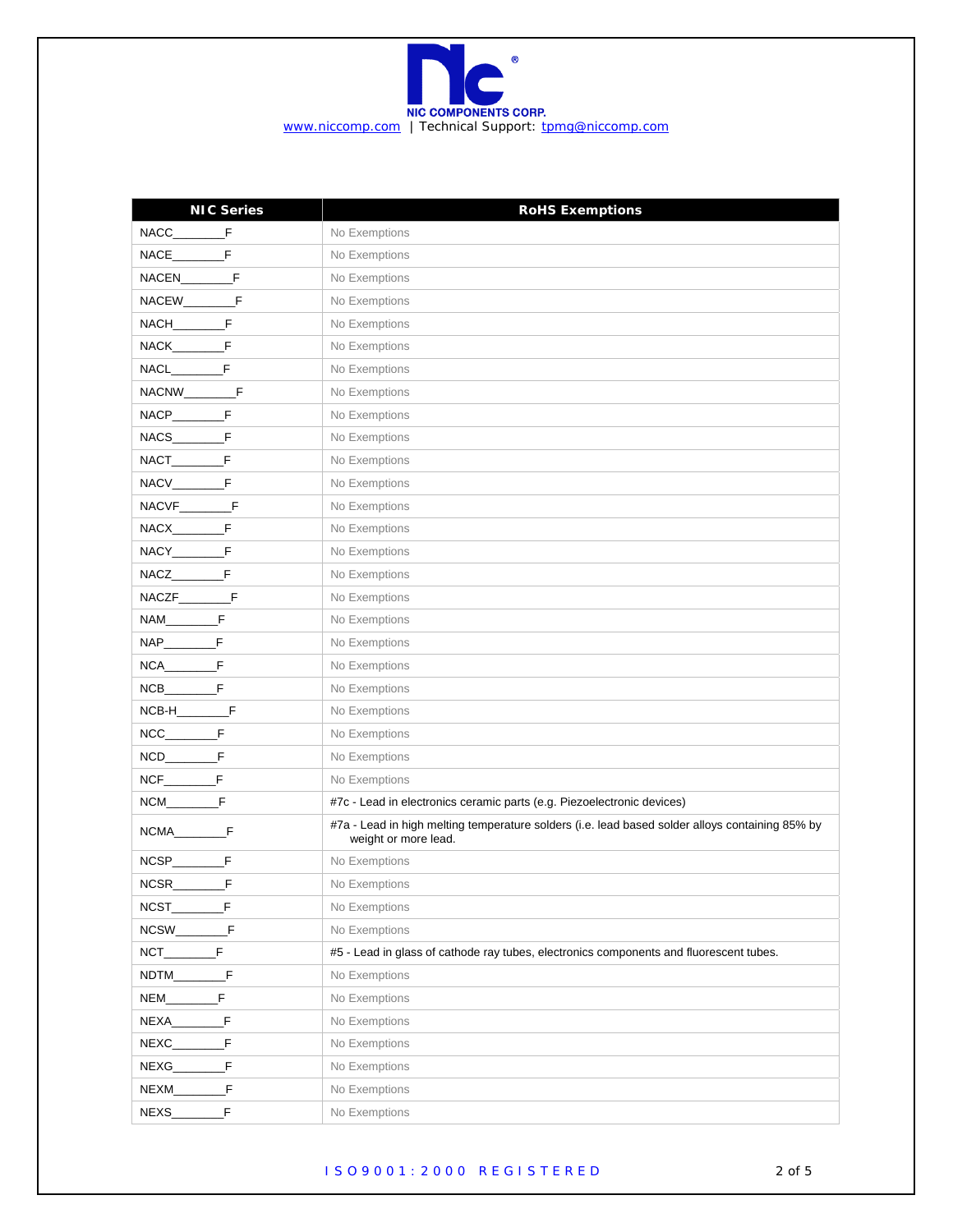NIC COMPONENTS CORP.

www.niccomp.com | Technical Support: tpmg@niccomp.com

| NIC Series | RoHS Exemptions |
|---|---|
| NACC________F | No Exemptions |
| NACE________F | No Exemptions |
| NACEN________F | No Exemptions |
| NACEW________F | No Exemptions |
| NACH________F | No Exemptions |
| NACK________F | No Exemptions |
| NACL________F | No Exemptions |
| NACNW________F | No Exemptions |
| NACP________F | No Exemptions |
| NACS________F | No Exemptions |
| NACT________F | No Exemptions |
| NACV________F | No Exemptions |
| NACVF________F | No Exemptions |
| NACX________F | No Exemptions |
| NACY________F | No Exemptions |
| NACZ________F | No Exemptions |
| NACZF________F | No Exemptions |
| NAM________F | No Exemptions |
| NAP________F | No Exemptions |
| NCA________F | No Exemptions |
| NCB________F | No Exemptions |
| NCB-H________F | No Exemptions |
| NCC________F | No Exemptions |
| NCD________F | No Exemptions |
| NCF________F | No Exemptions |
| NCM________F | #7c - Lead in electronics ceramic parts (e.g. Piezoelectronic devices) |
| NCMA________F | #7a - Lead in high melting temperature solders (i.e. lead based solder alloys containing 85% by weight or more lead. |
| NCSP________F | No Exemptions |
| NCSR________F | No Exemptions |
| NCST________F | No Exemptions |
| NCSW________F | No Exemptions |
| NCT________F | #5 - Lead in glass of cathode ray tubes, electronics components and fluorescent tubes. |
| NDTM________F | No Exemptions |
| NEM________F | No Exemptions |
| NEXA________F | No Exemptions |
| NEXC________F | No Exemptions |
| NEXG________F | No Exemptions |
| NEXM________F | No Exemptions |
| NEXS________F | No Exemptions |

ISO9001:2000 REGISTERED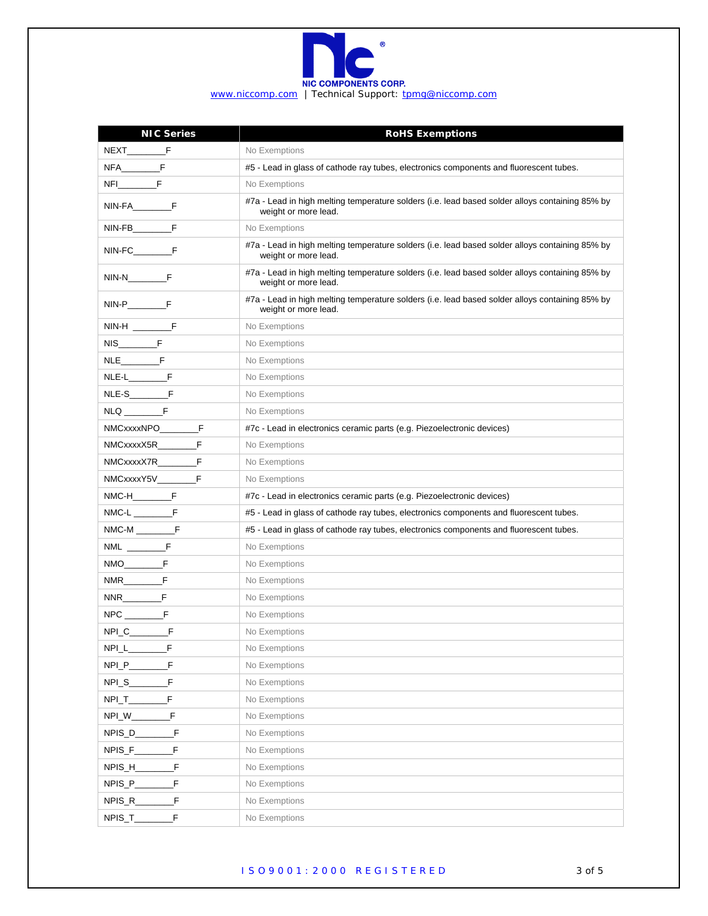NIC COMPONENTS CORP.

www.niccomp.com | Technical Support: tpmg@niccomp.com

| NIC Series | RoHS Exemptions |
|---|---|
| NEXT________F | No Exemptions |
| NFA________F | #5 - Lead in glass of cathode ray tubes, electronics components and fluorescent tubes. |
| NFI________F | No Exemptions |
| NIN-FA________F | #7a - Lead in high melting temperature solders (i.e. lead based solder alloys containing 85% by weight or more lead. |
| NIN-FB________F | No Exemptions |
| NIN-FC________F | #7a - Lead in high melting temperature solders (i.e. lead based solder alloys containing 85% by weight or more lead. |
| NIN-N________F | #7a - Lead in high melting temperature solders (i.e. lead based solder alloys containing 85% by weight or more lead. |
| NIN-P________F | #7a - Lead in high melting temperature solders (i.e. lead based solder alloys containing 85% by weight or more lead. |
| NIN-H ________F | No Exemptions |
| NIS________F | No Exemptions |
| NLE________F | No Exemptions |
| NLE-L________F | No Exemptions |
| NLE-S________F | No Exemptions |
| NLQ ________F | No Exemptions |
| NMCxxxxNPO________F | #7c - Lead in electronics ceramic parts (e.g. Piezoelectronic devices) |
| NMCxxxxX5R________F | No Exemptions |
| NMCxxxxX7R________F | No Exemptions |
| NMCxxxxY5V________F | No Exemptions |
| NMC-H________F | #7c - Lead in electronics ceramic parts (e.g. Piezoelectronic devices) |
| NMC-L ________F | #5 - Lead in glass of cathode ray tubes, electronics components and fluorescent tubes. |
| NMC-M ________F | #5 - Lead in glass of cathode ray tubes, electronics components and fluorescent tubes. |
| NML ________F | No Exemptions |
| NMO________F | No Exemptions |
| NMR________F | No Exemptions |
| NNR________F | No Exemptions |
| NPC ________F | No Exemptions |
| NPI_C________F | No Exemptions |
| NPI_L________F | No Exemptions |
| NPI_P________F | No Exemptions |
| NPI_S________F | No Exemptions |
| NPI_T________F | No Exemptions |
| NPI_W________F | No Exemptions |
| NPIS_D________F | No Exemptions |
| NPIS_F________F | No Exemptions |
| NPIS_H________F | No Exemptions |
| NPIS_P________F | No Exemptions |
| NPIS_R________F | No Exemptions |
| NPIS_T________F | No Exemptions |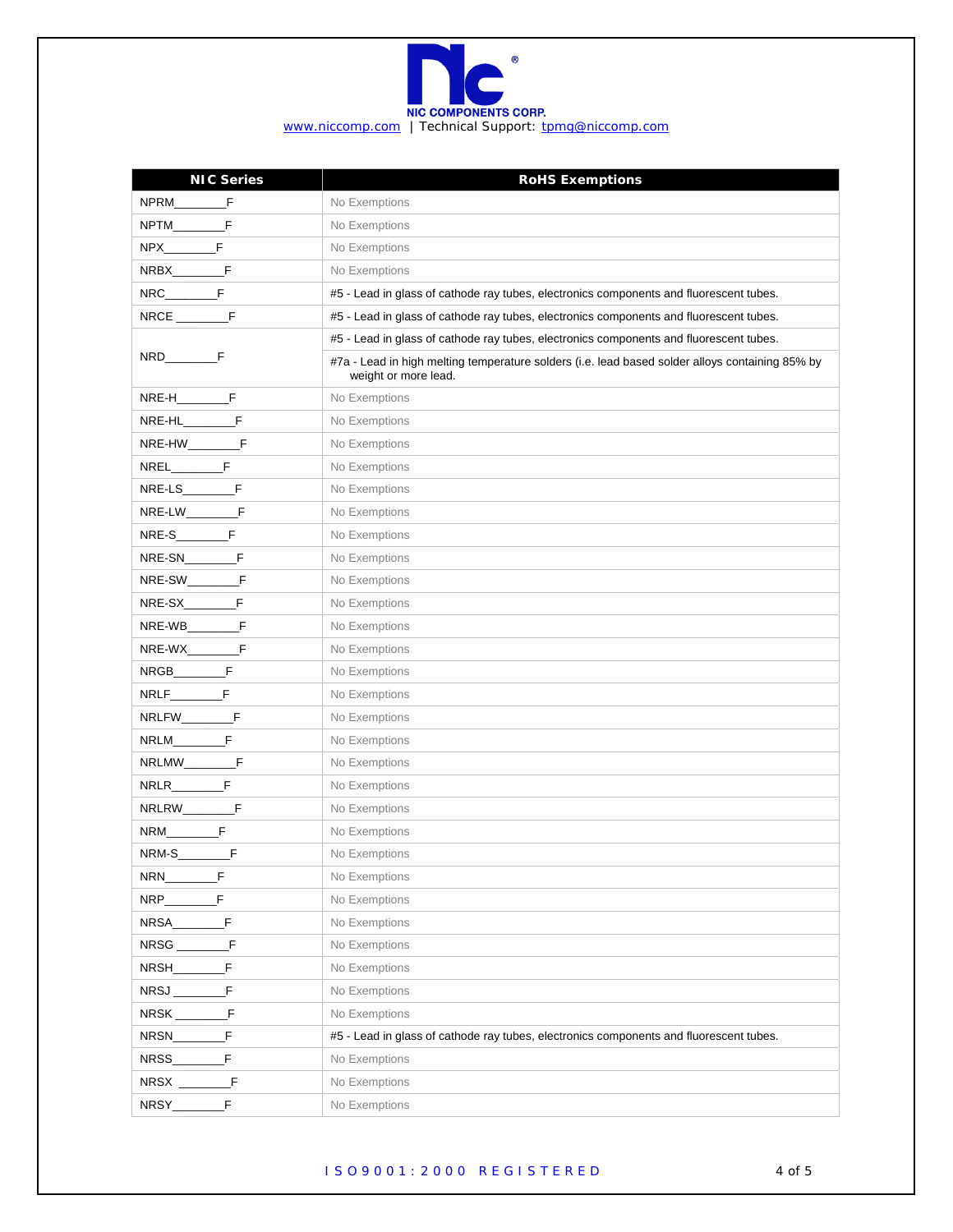NIC COMPONENTS CORP.

www.niccomp.com | Technical Support: tpmg@niccomp.com

| NIC Series | RoHS Exemptions |
|---|---|
| NPRM________F | No Exemptions |
| NPTM________F | No Exemptions |
| NPX________F | No Exemptions |
| NRBX________F | No Exemptions |
| NRC________F | #5 - Lead in glass of cathode ray tubes, electronics components and fluorescent tubes. |
| NRCE ________F | #5 - Lead in glass of cathode ray tubes, electronics components and fluorescent tubes. |
| NRD________F | #5 - Lead in glass of cathode ray tubes, electronics components and fluorescent tubes. |
| | #7a - Lead in high melting temperature solders (i.e. lead based solder alloys containing 85% by weight or more lead. |
| NRE-H________F | No Exemptions |
| NRE-HL________F | No Exemptions |
| NRE-HW________F | No Exemptions |
| NREL________F | No Exemptions |
| NRE-LS________F | No Exemptions |
| NRE-LW________F | No Exemptions |
| NRE-S________F | No Exemptions |
| NRE-SN________F | No Exemptions |
| NRE-SW________F | No Exemptions |
| NRE-SX________F | No Exemptions |
| NRE-WB________F | No Exemptions |
| NRE-WX________F | No Exemptions |
| NRGB________F | No Exemptions |
| NRLF________F | No Exemptions |
| NRLFW________F | No Exemptions |
| NRLM________F | No Exemptions |
| NRLMW________F | No Exemptions |
| NRLR________F | No Exemptions |
| NRLRW________F | No Exemptions |
| NRM________F | No Exemptions |
| NRM-S________F | No Exemptions |
| NRN________F | No Exemptions |
| NRP________F | No Exemptions |
| NRSA________F | No Exemptions |
| NRSG ________F | No Exemptions |
| NRSH________F | No Exemptions |
| NRSJ ________F | No Exemptions |
| NRSK ________F | No Exemptions |
| NRSN________F | #5 - Lead in glass of cathode ray tubes, electronics components and fluorescent tubes. |
| NRSS________F | No Exemptions |
| NRSX ________F | No Exemptions |
| NRSY________F | No Exemptions |

ISO9001:2000 REGISTERED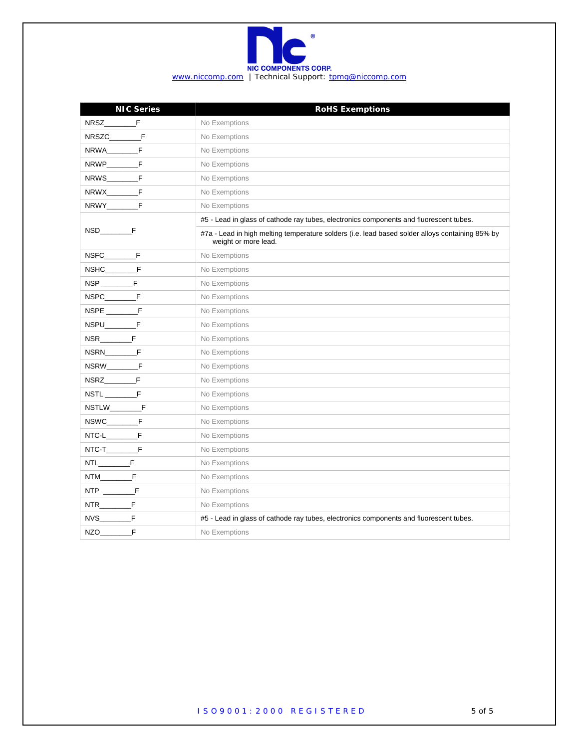NIC COMPONENTS CORP.

www.niccomp.com | Technical Support: tpmg@niccomp.com

| NIC Series | RoHS Exemptions |
|---|---|
| NRSZ________F | No Exemptions |
| NRSZC________F | No Exemptions |
| NRWA________F | No Exemptions |
| NRWP________F | No Exemptions |
| NRWS________F | No Exemptions |
| NRWX________F | No Exemptions |
| NRWY________F | No Exemptions |
| NSD________F | #5 - Lead in glass of cathode ray tubes, electronics components and fluorescent tubes. |
| | #7a - Lead in high melting temperature solders (i.e. lead based solder alloys containing 85% by weight or more lead. |
| NSFC________F | No Exemptions |
| NSHC________F | No Exemptions |
| NSP ________F | No Exemptions |
| NSPC________F | No Exemptions |
| NSPE ________F | No Exemptions |
| NSPU________F | No Exemptions |
| NSR________F | No Exemptions |
| NSRN________F | No Exemptions |
| NSRW________F | No Exemptions |
| NSRZ________F | No Exemptions |
| NSTL ________F | No Exemptions |
| NSTLW________F | No Exemptions |
| NSWC________F | No Exemptions |
| NTC-L________F | No Exemptions |
| NTC-T________F | No Exemptions |
| NTL________F | No Exemptions |
| NTM________F | No Exemptions |
| NTP ________F | No Exemptions |
| NTR________F | No Exemptions |
| NVS________F | #5 - Lead in glass of cathode ray tubes, electronics components and fluorescent tubes. |
| NZO________F | No Exemptions |

ISO9001:2000 REGISTERED